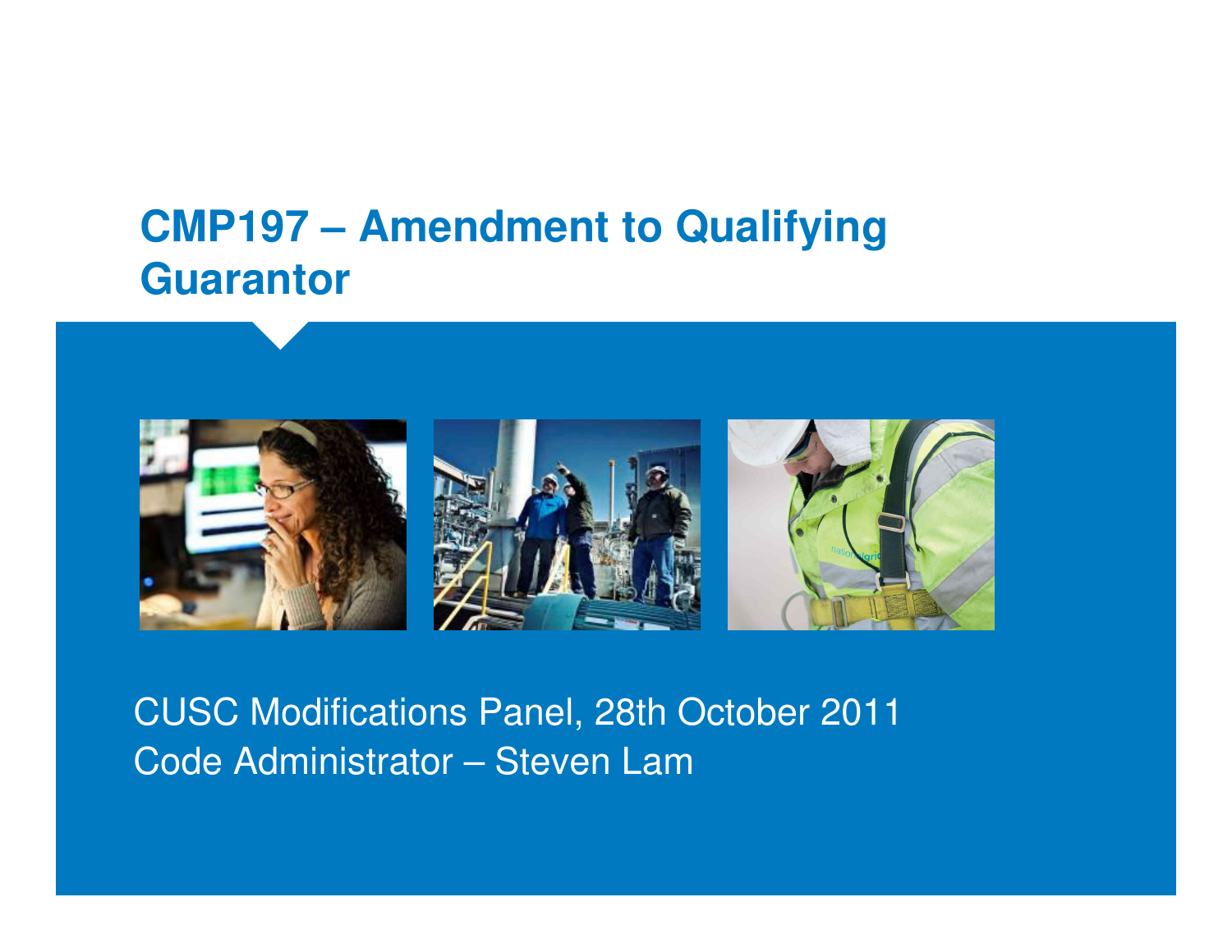# CMP197 – Amendment to Qualifying Guarantor

CUSC Modifications Panel, 28th October 2011
Code Administrator – Steven Lam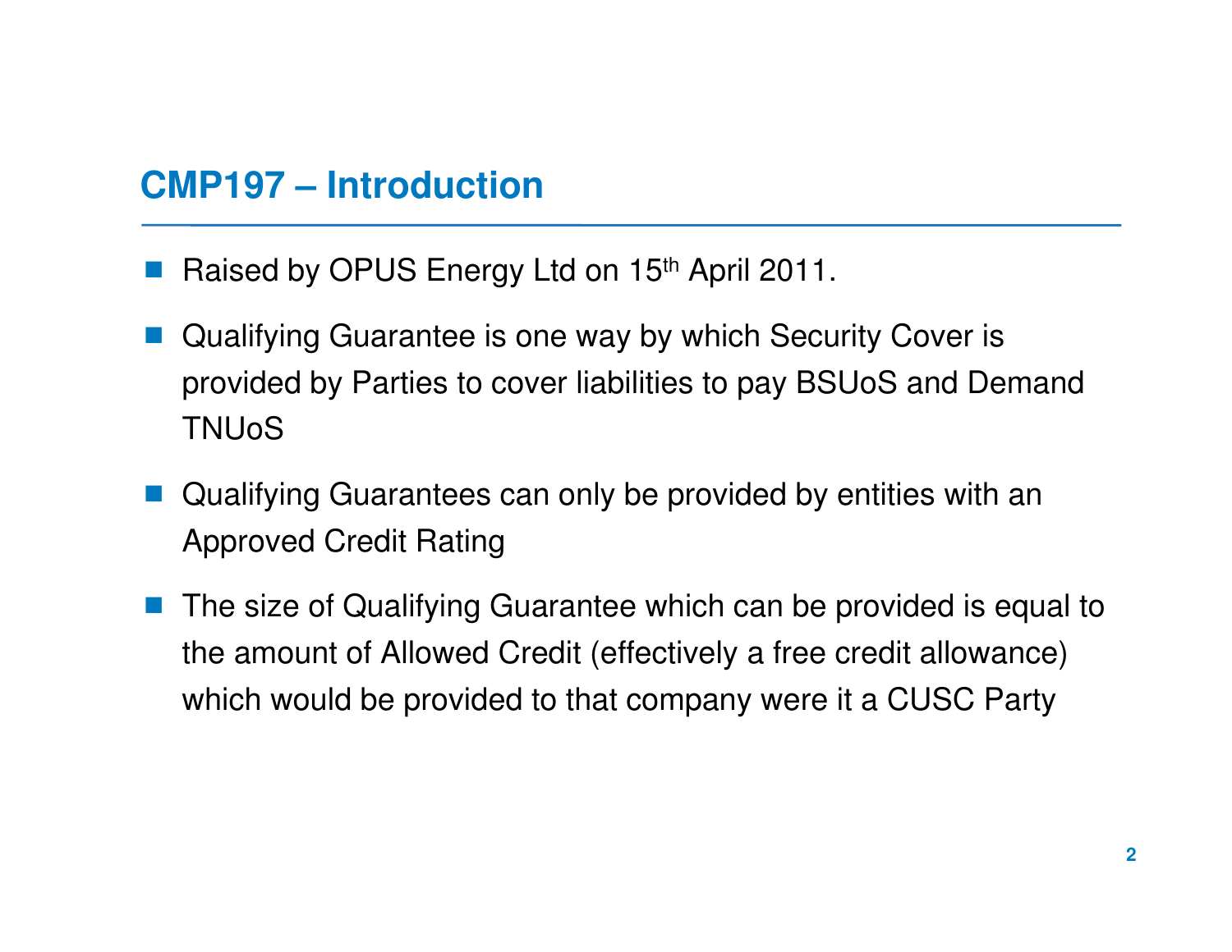## CMP197 – Introduction

- Raised by OPUS Energy Ltd on 15$^{th}$ April 2011.
- Qualifying Guarantee is one way by which Security Cover is provided by Parties to cover liabilities to pay BSUoS and Demand TNUoS
- Qualifying Guarantees can only be provided by entities with an Approved Credit Rating
- The size of Qualifying Guarantee which can be provided is equal to the amount of Allowed Credit (effectively a free credit allowance) which would be provided to that company were it a CUSC Party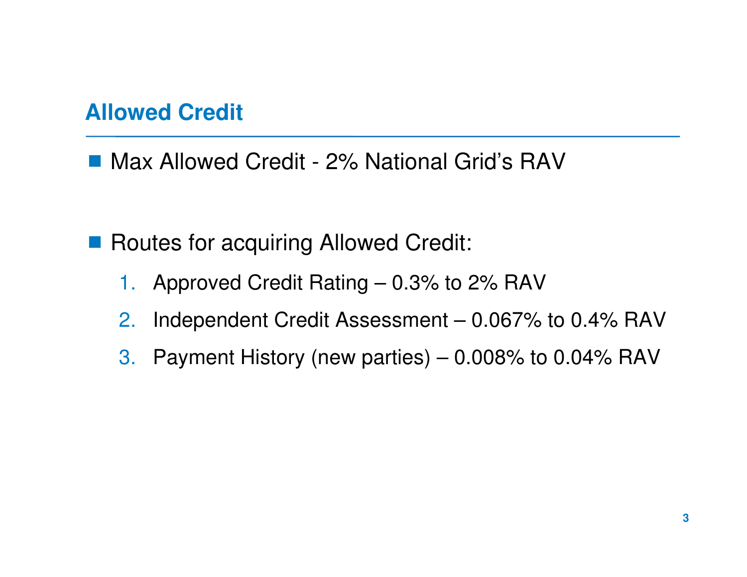## Allowed Credit

- Max Allowed Credit - 2% National Grid’s RAV

- Routes for acquiring Allowed Credit:
  1. Approved Credit Rating – 0.3% to 2% RAV
  2. Independent Credit Assessment – 0.067% to 0.4% RAV
  3. Payment History (new parties) – 0.008% to 0.04% RAV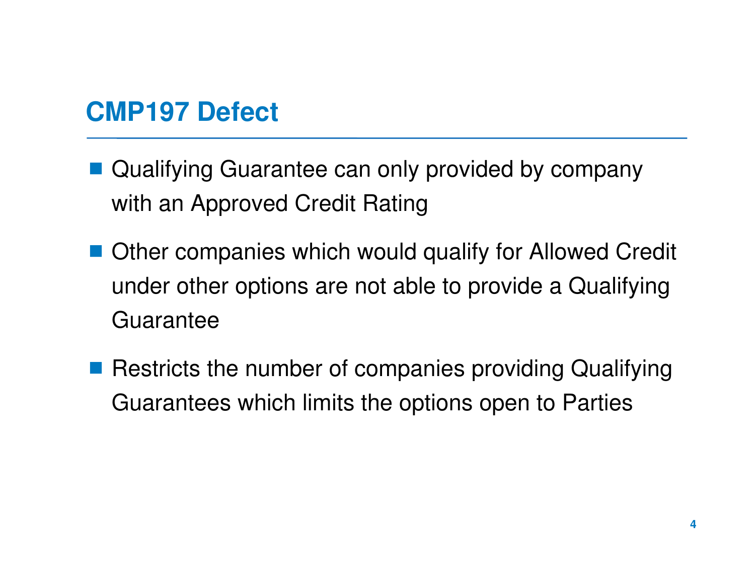# CMP197 Defect

- Qualifying Guarantee can only provided by company with an Approved Credit Rating
- Other companies which would qualify for Allowed Credit under other options are not able to provide a Qualifying Guarantee
- Restricts the number of companies providing Qualifying Guarantees which limits the options open to Parties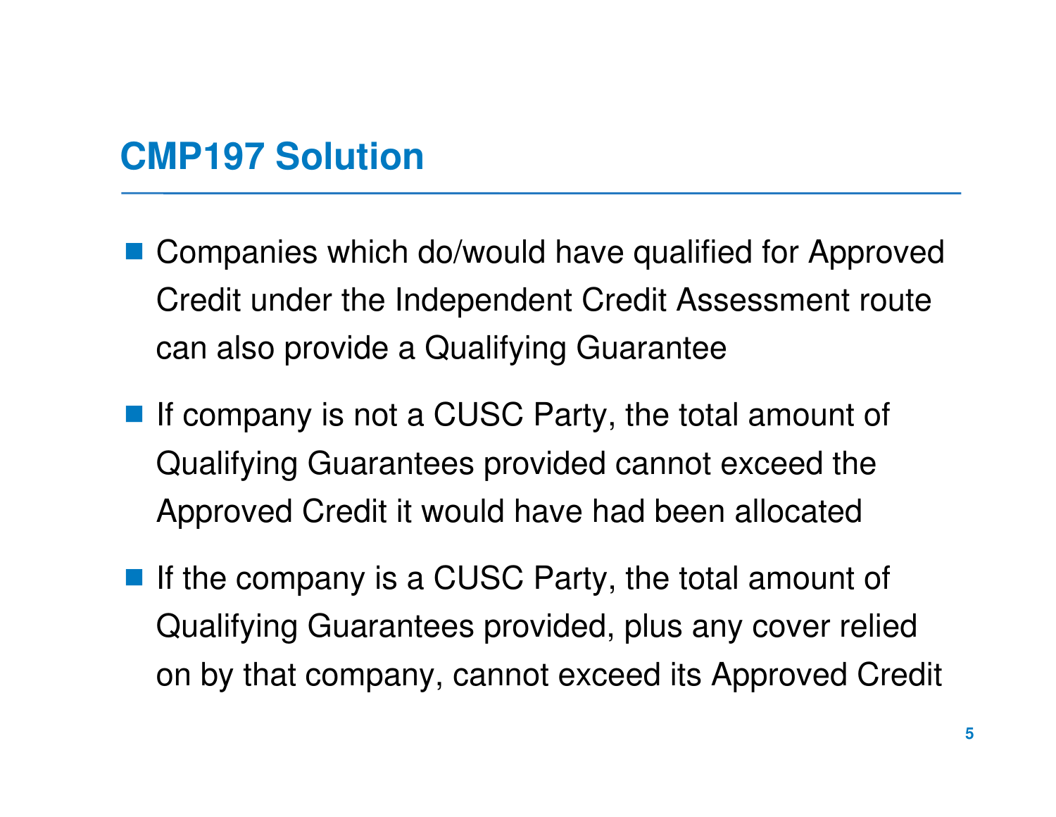## CMP197 Solution

- Companies which do/would have qualified for Approved Credit under the Independent Credit Assessment route can also provide a Qualifying Guarantee
- If company is not a CUSC Party, the total amount of Qualifying Guarantees provided cannot exceed the Approved Credit it would have had been allocated
- If the company is a CUSC Party, the total amount of Qualifying Guarantees provided, plus any cover relied on by that company, cannot exceed its Approved Credit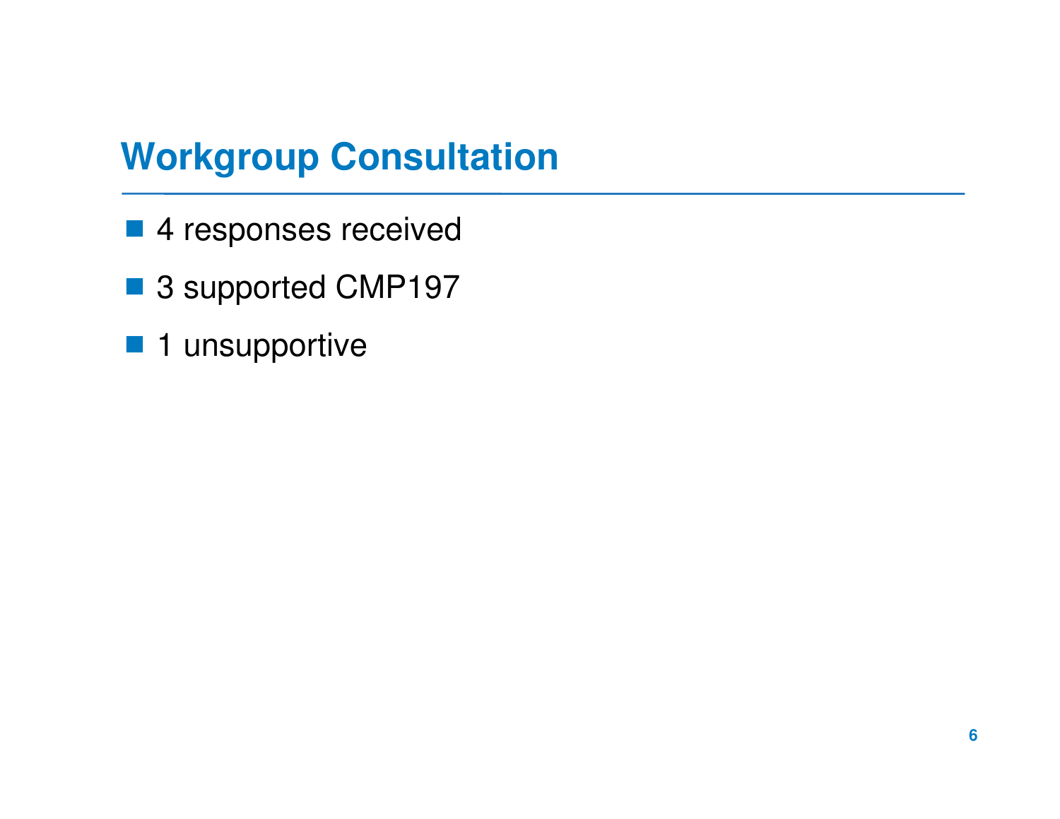# Workgroup Consultation

- 4 responses received
- 3 supported CMP197
- 1 unsupportive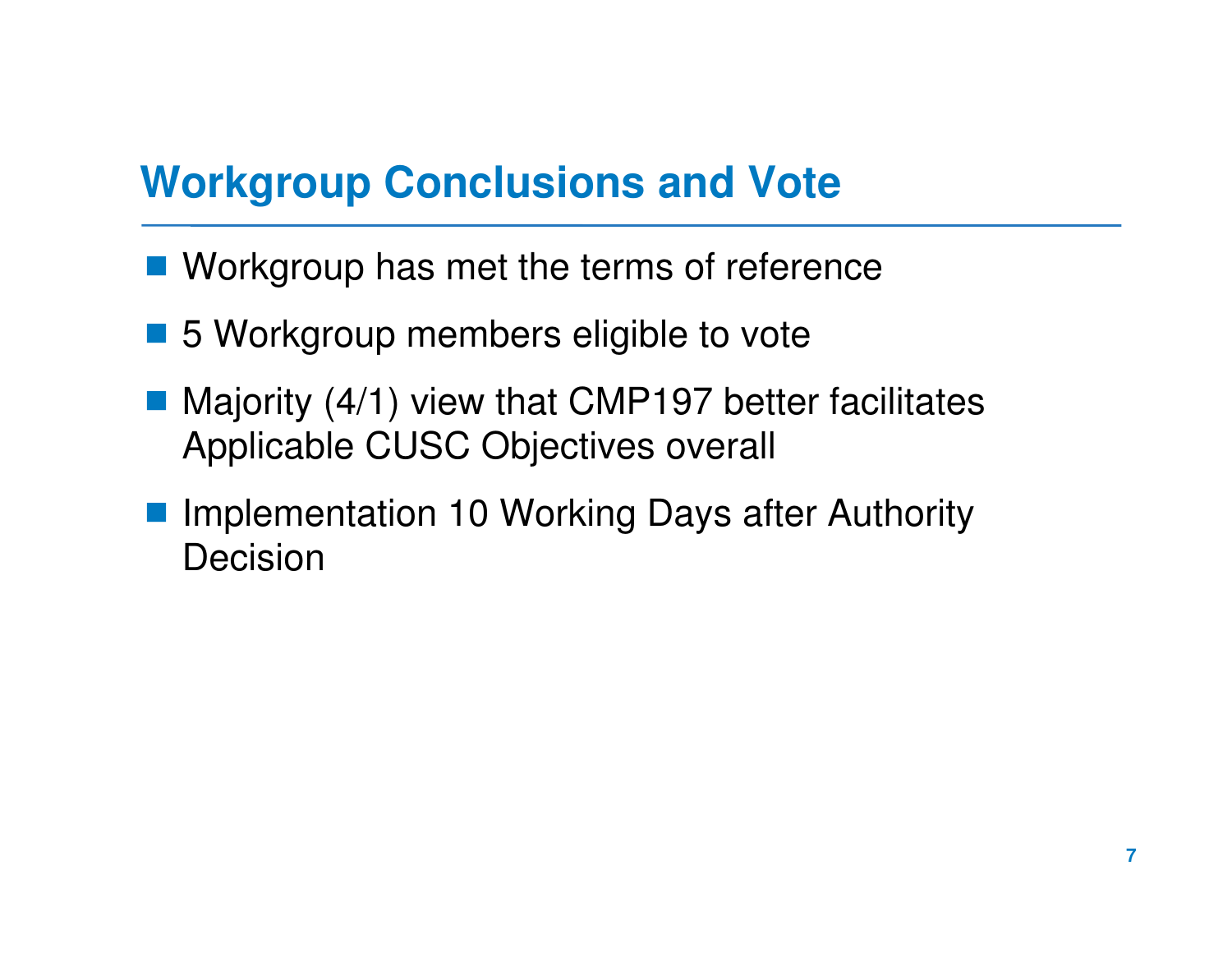## Workgroup Conclusions and Vote

- Workgroup has met the terms of reference
- 5 Workgroup members eligible to vote
- Majority (4/1) view that CMP197 better facilitates Applicable CUSC Objectives overall
- Implementation 10 Working Days after Authority Decision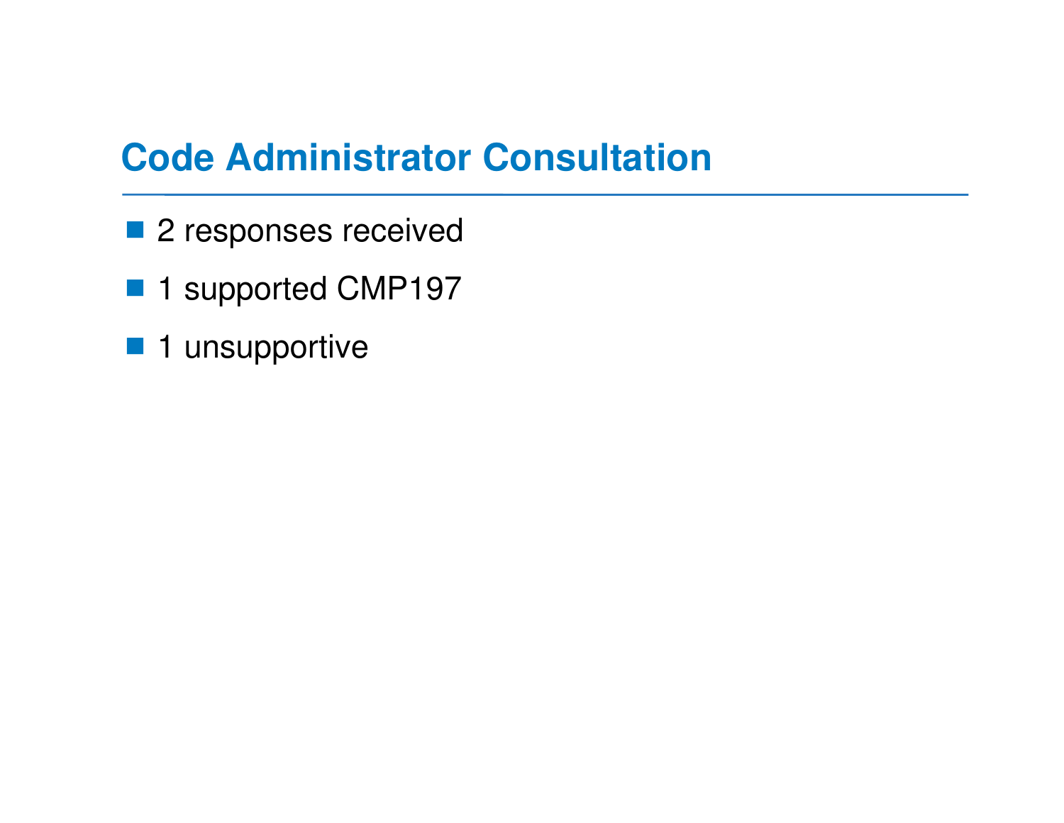# Code Administrator Consultation

- 2 responses received
- 1 supported CMP197
- 1 unsupportive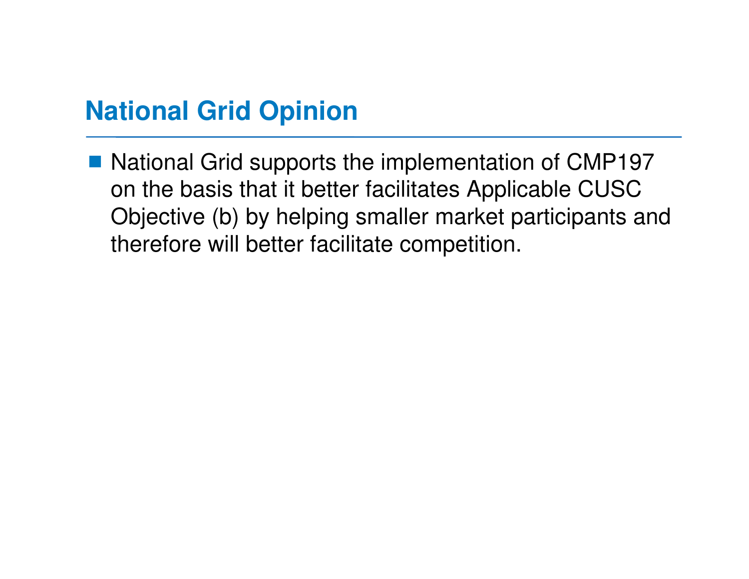## National Grid Opinion

- National Grid supports the implementation of CMP197 on the basis that it better facilitates Applicable CUSC Objective (b) by helping smaller market participants and therefore will better facilitate competition.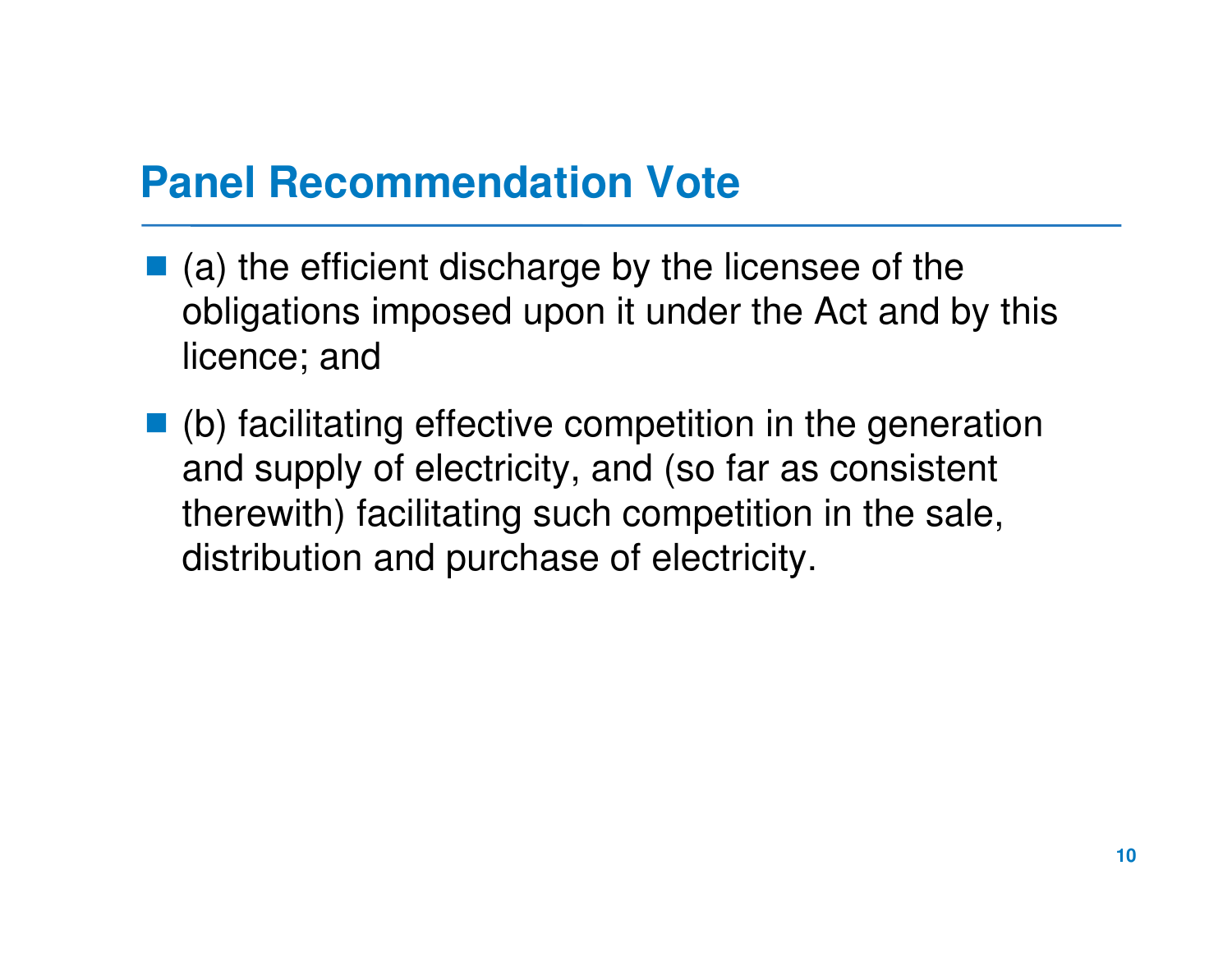# Panel Recommendation Vote

- (a) the efficient discharge by the licensee of the obligations imposed upon it under the Act and by this licence; and
- (b) facilitating effective competition in the generation and supply of electricity, and (so far as consistent therewith) facilitating such competition in the sale, distribution and purchase of electricity.